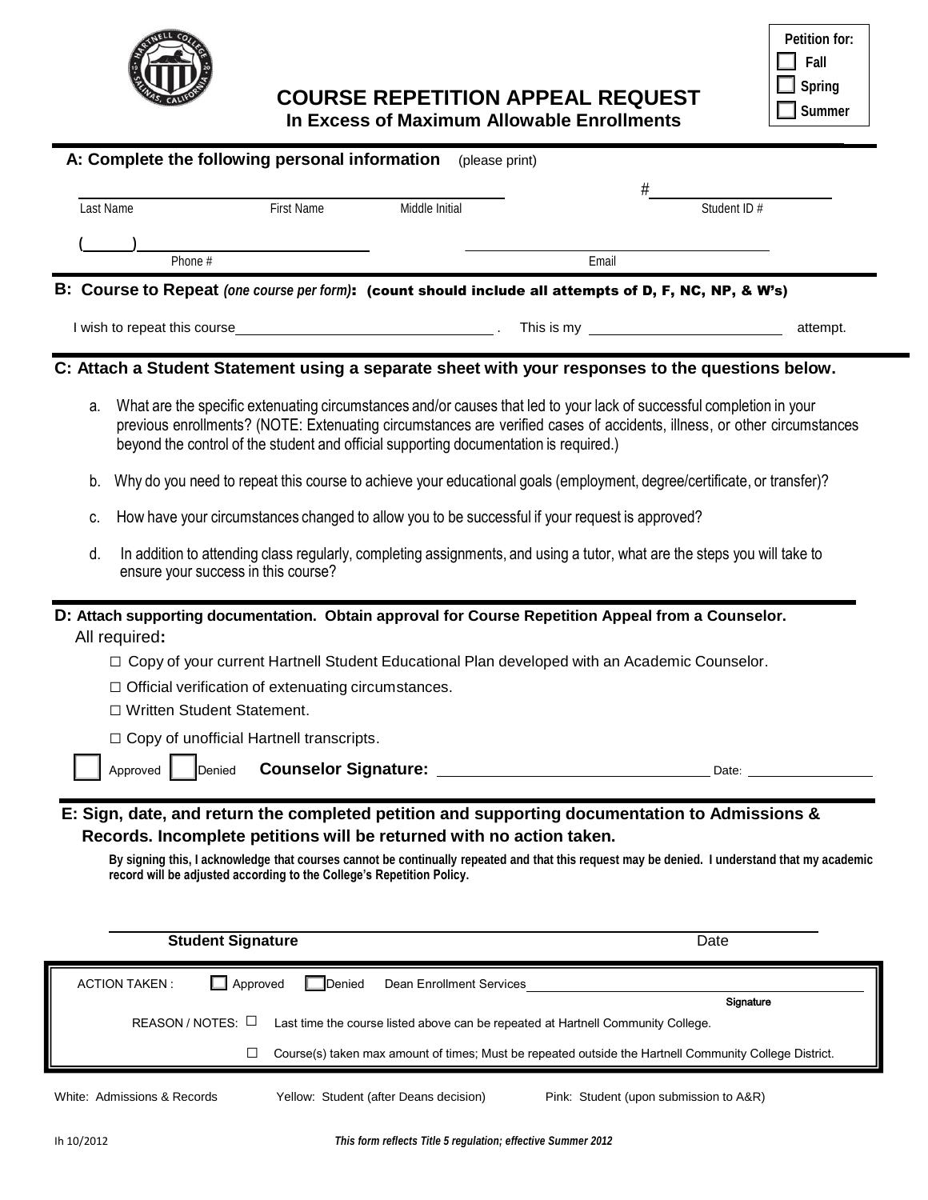# COURSE REPETITION APPEAL REQUEST

## In Excess of Maximum Allowable Enrollments

**Petition for:**
- ☐ Fall
- ☐ Spring
- ☐ Summer

## A: Complete the following personal information (please print)

_______________________________________________ #_______________________

Last Name First Name Middle Initial Student ID #

(______)______________________ ______________________________

Phone # Email

## B: Course to Repeat *(one course per form)*: (count should include all attempts of D, F, NC, NP, & W's)

I wish to repeat this course________________________________ . This is my ________________________ attempt.

## C: Attach a Student Statement using a separate sheet with your responses to the questions below.

a. What are the specific extenuating circumstances and/or causes that led to your lack of successful completion in your previous enrollments? (NOTE: Extenuating circumstances are verified cases of accidents, illness, or other circumstances beyond the control of the student and official supporting documentation is required.)

b. Why do you need to repeat this course to achieve your educational goals (employment, degree/certificate, or transfer)?

c. How have your circumstances changed to allow you to be successful if your request is approved?

d. In addition to attending class regularly, completing assignments, and using a tutor, what are the steps you will take to ensure your success in this course?

## D: Attach supporting documentation. Obtain approval for Course Repetition Appeal from a Counselor.

All required**:**

- ☐ Copy of your current Hartnell Student Educational Plan developed with an Academic Counselor.
- ☐ Official verification of extenuating circumstances.
- ☐ Written Student Statement.
- ☐ Copy of unofficial Hartnell transcripts.

☐ Approved ☐ Denied **Counselor Signature:** ________________________________ Date: ________________

## E: Sign, date, and return the completed petition and supporting documentation to Admissions & Records. Incomplete petitions will be returned with no action taken.

**By signing this, I acknowledge that courses cannot be continually repeated and that this request may be denied. I understand that my academic record will be adjusted according to the College's Repetition Policy.**

_____________________________________________________________________________

**Student Signature** Date

ACTION TAKEN : ☐ Approved ☐ Denied Dean Enrollment Services ______________________________

**Signature**

REASON / NOTES: ☐ Last time the course listed above can be repeated at Hartnell Community College.

☐ Course(s) taken max amount of times; Must be repeated outside the Hartnell Community College District.

White: Admissions & Records Yellow: Student (after Deans decision) Pink: Student (upon submission to A&R)

lh 10/2012 *This form reflects Title 5 regulation; effective Summer 2012*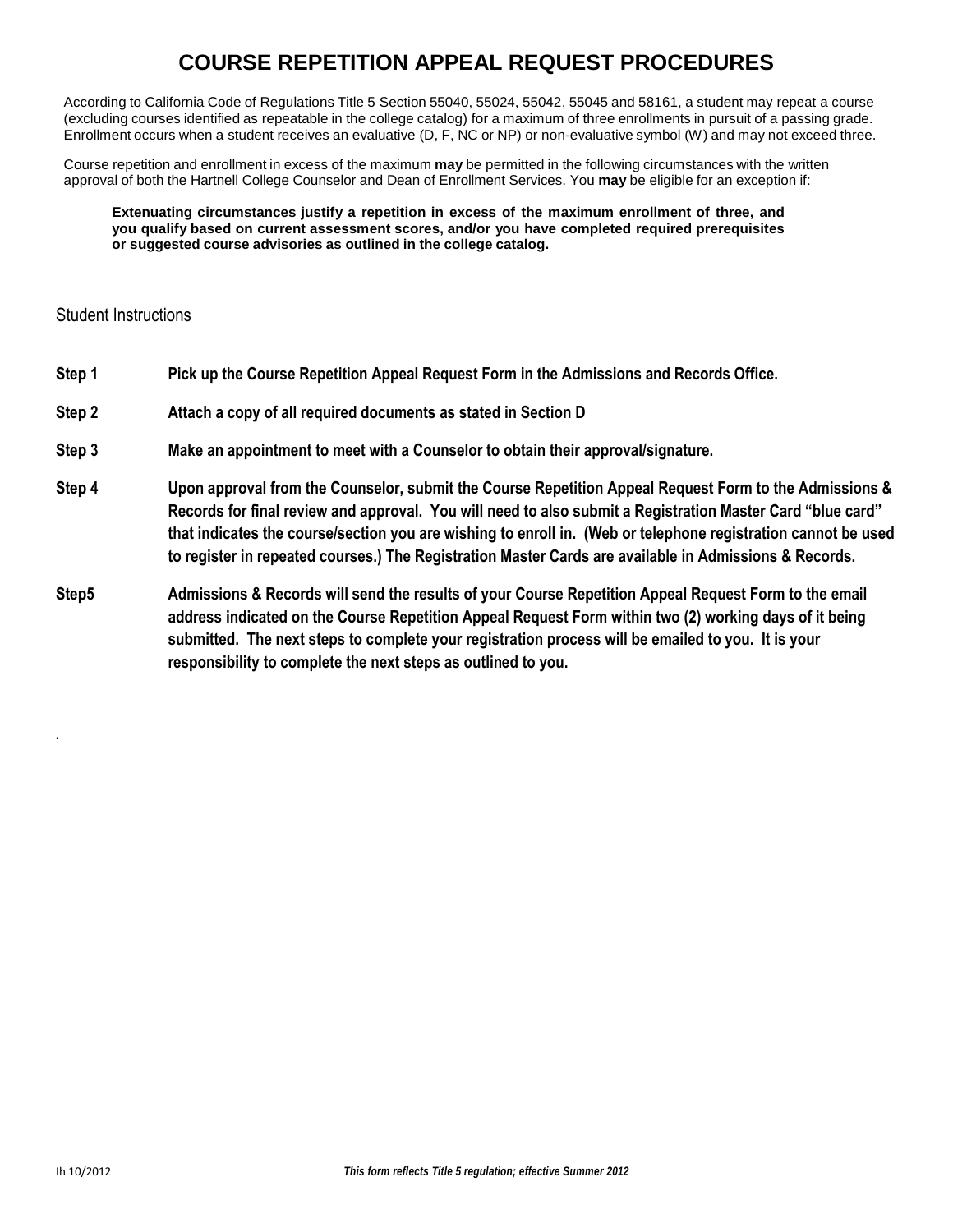# COURSE REPETITION APPEAL REQUEST PROCEDURES

According to California Code of Regulations Title 5 Section 55040, 55024, 55042, 55045 and 58161, a student may repeat a course (excluding courses identified as repeatable in the college catalog) for a maximum of three enrollments in pursuit of a passing grade. Enrollment occurs when a student receives an evaluative (D, F, NC or NP) or non-evaluative symbol (W) and may not exceed three.

Course repetition and enrollment in excess of the maximum **may** be permitted in the following circumstances with the written approval of both the Hartnell College Counselor and Dean of Enrollment Services. You **may** be eligible for an exception if:

> **Extenuating circumstances justify a repetition in excess of the maximum enrollment of three, and you qualify based on current assessment scores, and/or you have completed required prerequisites or suggested course advisories as outlined in the college catalog.**

## Student Instructions

**Step 1** **Pick up the Course Repetition Appeal Request Form in the Admissions and Records Office.**

**Step 2** **Attach a copy of all required documents as stated in Section D**

**Step 3** **Make an appointment to meet with a Counselor to obtain their approval/signature.**

**Step 4** **Upon approval from the Counselor, submit the Course Repetition Appeal Request Form to the Admissions & Records for final review and approval. You will need to also submit a Registration Master Card "blue card" that indicates the course/section you are wishing to enroll in. (Web or telephone registration cannot be used to register in repeated courses.) The Registration Master Cards are available in Admissions & Records.**

**Step5** **Admissions & Records will send the results of your Course Repetition Appeal Request Form to the email address indicated on the Course Repetition Appeal Request Form within two (2) working days of it being submitted. The next steps to complete your registration process will be emailed to you. It is your responsibility to complete the next steps as outlined to you.**

.

lh 10/2012

***This form reflects Title 5 regulation; effective Summer 2012***